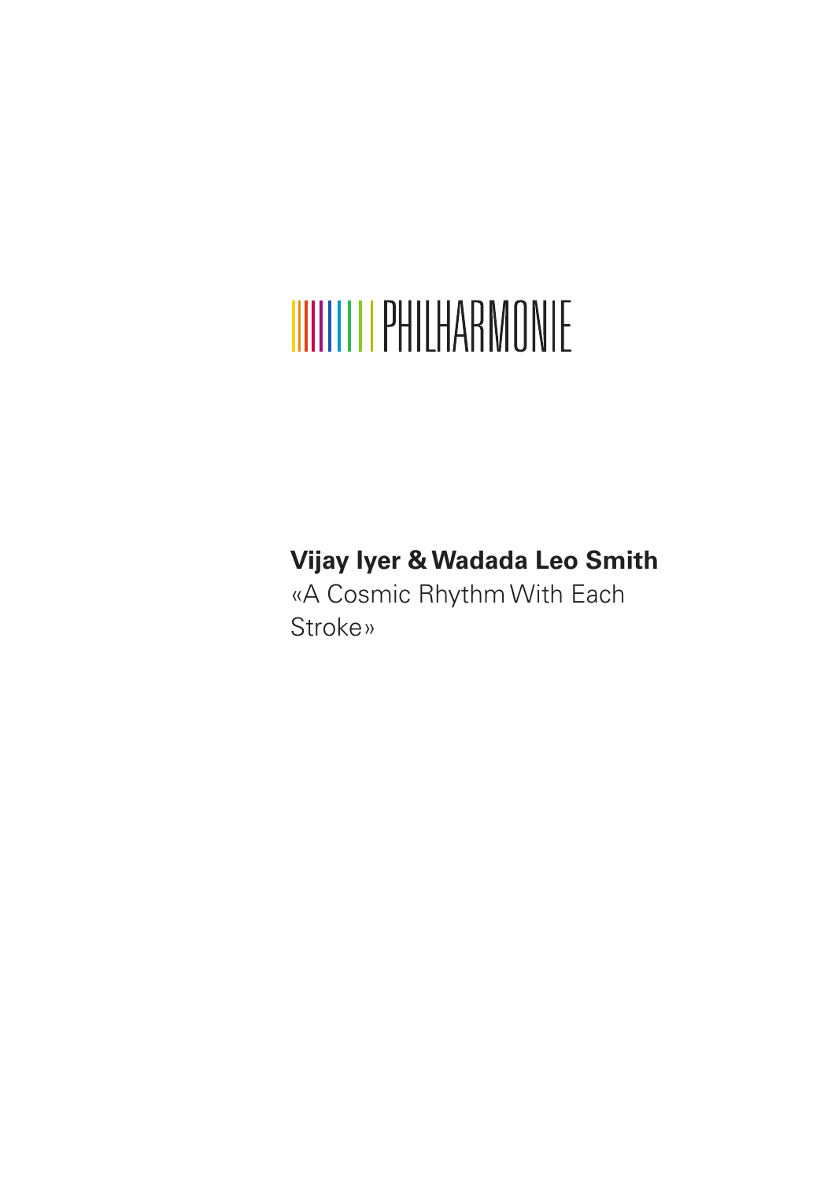PHILHARMONIE

**Vijay Iyer & Wadada Leo Smith**

«A Cosmic Rhythm With Each Stroke»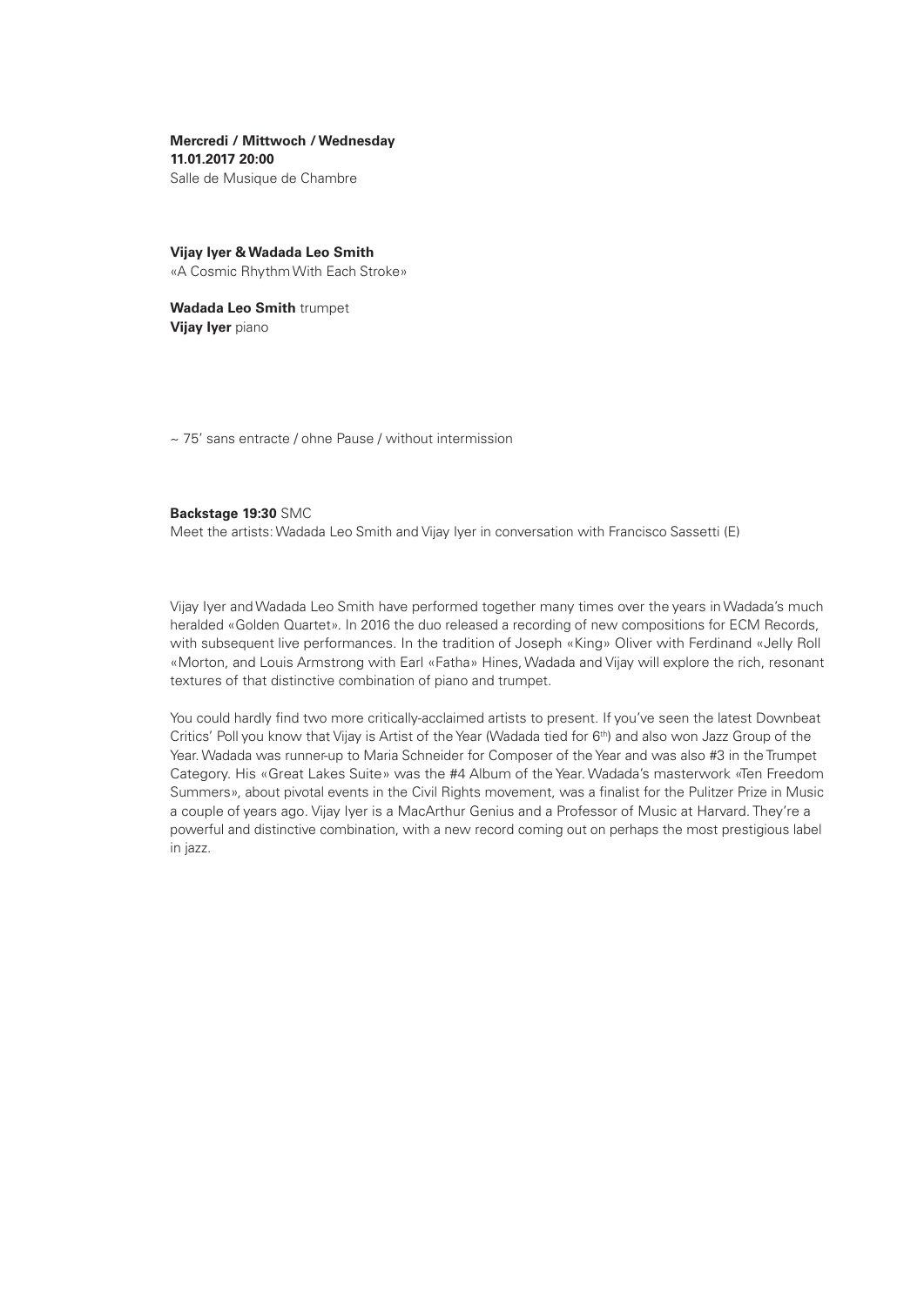**Mercredi / Mittwoch / Wednesday**
**11.01.2017 20:00**
Salle de Musique de Chambre

**Vijay Iyer & Wadada Leo Smith**
«A Cosmic Rhythm With Each Stroke»

**Wadada Leo Smith** trumpet
**Vijay Iyer** piano

~ 75' sans entracte / ohne Pause / without intermission

**Backstage 19:30** SMC
Meet the artists: Wadada Leo Smith and Vijay Iyer in conversation with Francisco Sassetti (E)

Vijay Iyer and Wadada Leo Smith have performed together many times over the years in Wadada's much heralded «Golden Quartet». In 2016 the duo released a recording of new compositions for ECM Records, with subsequent live performances. In the tradition of Joseph «King» Oliver with Ferdinand «Jelly Roll «Morton, and Louis Armstrong with Earl «Fatha» Hines, Wadada and Vijay will explore the rich, resonant textures of that distinctive combination of piano and trumpet.

You could hardly find two more critically-acclaimed artists to present. If you've seen the latest Downbeat Critics' Poll you know that Vijay is Artist of the Year (Wadada tied for 6th) and also won Jazz Group of the Year. Wadada was runner-up to Maria Schneider for Composer of the Year and was also #3 in the Trumpet Category. His «Great Lakes Suite» was the #4 Album of the Year. Wadada's masterwork «Ten Freedom Summers», about pivotal events in the Civil Rights movement, was a finalist for the Pulitzer Prize in Music a couple of years ago. Vijay Iyer is a MacArthur Genius and a Professor of Music at Harvard. They're a powerful and distinctive combination, with a new record coming out on perhaps the most prestigious label in jazz.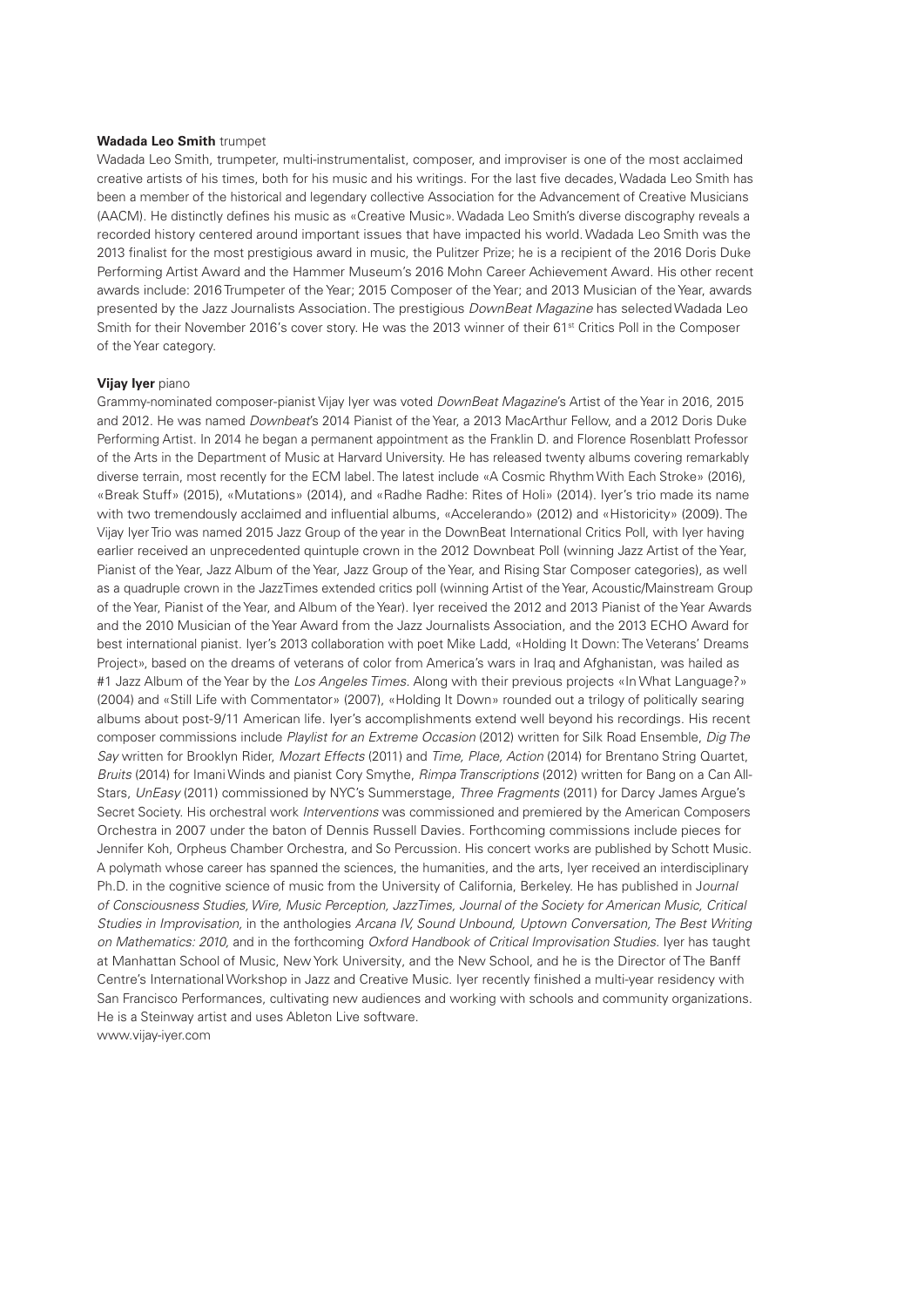**Wadada Leo Smith** trumpet

Wadada Leo Smith, trumpeter, multi-instrumentalist, composer, and improviser is one of the most acclaimed creative artists of his times, both for his music and his writings. For the last five decades, Wadada Leo Smith has been a member of the historical and legendary collective Association for the Advancement of Creative Musicians (AACM). He distinctly defines his music as «Creative Music». Wadada Leo Smith's diverse discography reveals a recorded history centered around important issues that have impacted his world. Wadada Leo Smith was the 2013 finalist for the most prestigious award in music, the Pulitzer Prize; he is a recipient of the 2016 Doris Duke Performing Artist Award and the Hammer Museum's 2016 Mohn Career Achievement Award. His other recent awards include: 2016 Trumpeter of the Year; 2015 Composer of the Year; and 2013 Musician of the Year, awards presented by the Jazz Journalists Association. The prestigious *DownBeat Magazine* has selected Wadada Leo Smith for their November 2016's cover story. He was the 2013 winner of their 61st Critics Poll in the Composer of the Year category.

**Vijay Iyer** piano

Grammy-nominated composer-pianist Vijay Iyer was voted *DownBeat Magazine*'s Artist of the Year in 2016, 2015 and 2012. He was named *Downbeat*'s 2014 Pianist of the Year, a 2013 MacArthur Fellow, and a 2012 Doris Duke Performing Artist. In 2014 he began a permanent appointment as the Franklin D. and Florence Rosenblatt Professor of the Arts in the Department of Music at Harvard University. He has released twenty albums covering remarkably diverse terrain, most recently for the ECM label. The latest include «A Cosmic Rhythm With Each Stroke» (2016), «Break Stuff» (2015), «Mutations» (2014), and «Radhe Radhe: Rites of Holi» (2014). Iyer's trio made its name with two tremendously acclaimed and influential albums, «Accelerando» (2012) and «Historicity» (2009). The Vijay Iyer Trio was named 2015 Jazz Group of the year in the DownBeat International Critics Poll, with Iyer having earlier received an unprecedented quintuple crown in the 2012 Downbeat Poll (winning Jazz Artist of the Year, Pianist of the Year, Jazz Album of the Year, Jazz Group of the Year, and Rising Star Composer categories), as well as a quadruple crown in the JazzTimes extended critics poll (winning Artist of the Year, Acoustic/Mainstream Group of the Year, Pianist of the Year, and Album of the Year). Iyer received the 2012 and 2013 Pianist of the Year Awards and the 2010 Musician of the Year Award from the Jazz Journalists Association, and the 2013 ECHO Award for best international pianist. Iyer's 2013 collaboration with poet Mike Ladd, «Holding It Down: The Veterans' Dreams Project», based on the dreams of veterans of color from America's wars in Iraq and Afghanistan, was hailed as #1 Jazz Album of the Year by the *Los Angeles Times*. Along with their previous projects «In What Language?» (2004) and «Still Life with Commentator» (2007), «Holding It Down» rounded out a trilogy of politically searing albums about post-9/11 American life. Iyer's accomplishments extend well beyond his recordings. His recent composer commissions include *Playlist for an Extreme Occasion* (2012) written for Silk Road Ensemble, *Dig The Say* written for Brooklyn Rider, *Mozart Effects* (2011) and *Time, Place, Action* (2014) for Brentano String Quartet, *Bruits* (2014) for Imani Winds and pianist Cory Smythe, *Rimpa Transcriptions* (2012) written for Bang on a Can All-Stars, *UnEasy* (2011) commissioned by NYC's Summerstage, *Three Fragments* (2011) for Darcy James Argue's Secret Society. His orchestral work *Interventions* was commissioned and premiered by the American Composers Orchestra in 2007 under the baton of Dennis Russell Davies. Forthcoming commissions include pieces for Jennifer Koh, Orpheus Chamber Orchestra, and So Percussion. His concert works are published by Schott Music. A polymath whose career has spanned the sciences, the humanities, and the arts, Iyer received an interdisciplinary Ph.D. in the cognitive science of music from the University of California, Berkeley. He has published in *Journal of Consciousness Studies, Wire, Music Perception, JazzTimes, Journal of the Society for American Music, Critical Studies in Improvisation,* in the anthologies *Arcana IV, Sound Unbound, Uptown Conversation, The Best Writing on Mathematics: 2010,* and in the forthcoming *Oxford Handbook of Critical Improvisation Studies.* Iyer has taught at Manhattan School of Music, New York University, and the New School, and he is the Director of The Banff Centre's International Workshop in Jazz and Creative Music. Iyer recently finished a multi-year residency with San Francisco Performances, cultivating new audiences and working with schools and community organizations. He is a Steinway artist and uses Ableton Live software.

www.vijay-iyer.com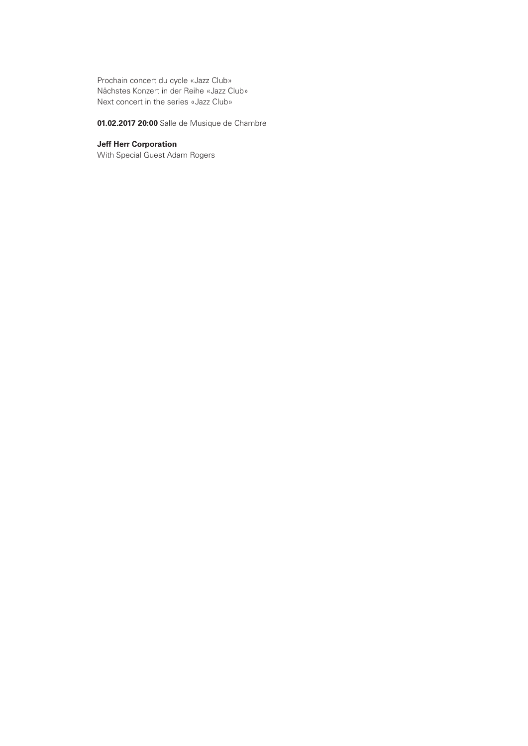Prochain concert du cycle «Jazz Club»
Nächstes Konzert in der Reihe «Jazz Club»
Next concert in the series «Jazz Club»

**01.02.2017 20:00** Salle de Musique de Chambre

**Jeff Herr Corporation**
With Special Guest Adam Rogers